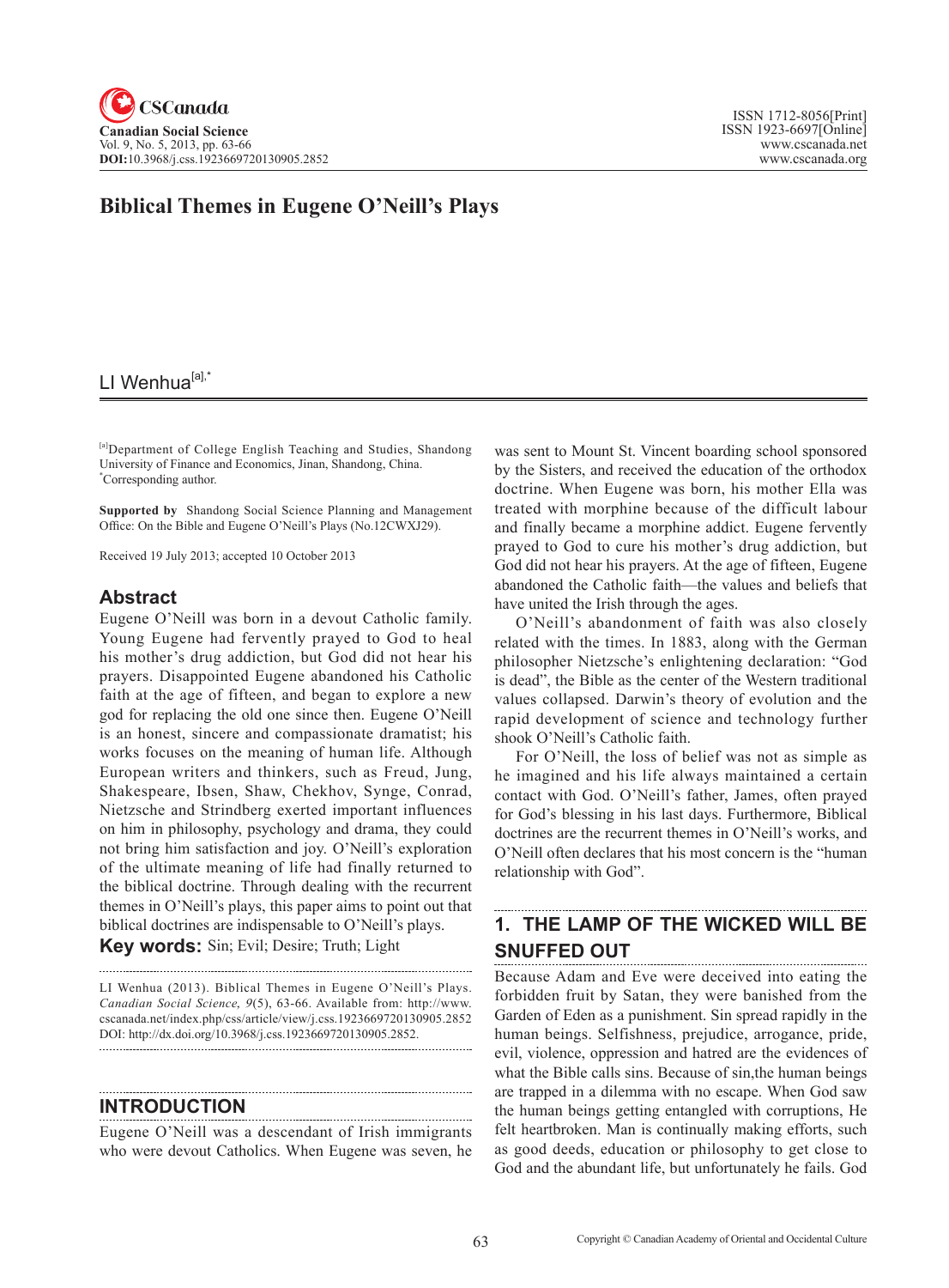# Biblical Themes in Eugene O'Neill's Plays

## LI Wenhua[a],*

[a]Department of College English Teaching and Studies, Shandong University of Finance and Economics, Jinan, Shandong, China.
*Corresponding author.

**Supported by** Shandong Social Science Planning and Management Office: On the Bible and Eugene O'Neill's Plays (No.12CWXJ29).

Received 19 July 2013; accepted 10 October 2013

## Abstract

Eugene O'Neill was born in a devout Catholic family. Young Eugene had fervently prayed to God to heal his mother's drug addiction, but God did not hear his prayers. Disappointed Eugene abandoned his Catholic faith at the age of fifteen, and began to explore a new god for replacing the old one since then. Eugene O'Neill is an honest, sincere and compassionate dramatist; his works focuses on the meaning of human life. Although European writers and thinkers, such as Freud, Jung, Shakespeare, Ibsen, Shaw, Chekhov, Synge, Conrad, Nietzsche and Strindberg exerted important influences on him in philosophy, psychology and drama, they could not bring him satisfaction and joy. O'Neill's exploration of the ultimate meaning of life had finally returned to the biblical doctrine. Through dealing with the recurrent themes in O'Neill's plays, this paper aims to point out that biblical doctrines are indispensable to O'Neill's plays.

**Key words:** Sin; Evil; Desire; Truth; Light

LI Wenhua (2013). Biblical Themes in Eugene O'Neill's Plays. *Canadian Social Science, 9*(5), 63-66. Available from: http://www.cscanada.net/index.php/css/article/view/j.css.1923669720130905.2852 DOI: http://dx.doi.org/10.3968/j.css.1923669720130905.2852.

## INTRODUCTION

Eugene O'Neill was a descendant of Irish immigrants who were devout Catholics. When Eugene was seven, he was sent to Mount St. Vincent boarding school sponsored by the Sisters, and received the education of the orthodox doctrine. When Eugene was born, his mother Ella was treated with morphine because of the difficult labour and finally became a morphine addict. Eugene fervently prayed to God to cure his mother's drug addiction, but God did not hear his prayers. At the age of fifteen, Eugene abandoned the Catholic faith—the values and beliefs that have united the Irish through the ages.

O'Neill's abandonment of faith was also closely related with the times. In 1883, along with the German philosopher Nietzsche's enlightening declaration: "God is dead", the Bible as the center of the Western traditional values collapsed. Darwin's theory of evolution and the rapid development of science and technology further shook O'Neill's Catholic faith.

For O'Neill, the loss of belief was not as simple as he imagined and his life always maintained a certain contact with God. O'Neill's father, James, often prayed for God's blessing in his last days. Furthermore, Biblical doctrines are the recurrent themes in O'Neill's works, and O'Neill often declares that his most concern is the "human relationship with God".

## 1. THE LAMP OF THE WICKED WILL BE SNUFFED OUT

Because Adam and Eve were deceived into eating the forbidden fruit by Satan, they were banished from the Garden of Eden as a punishment. Sin spread rapidly in the human beings. Selfishness, prejudice, arrogance, pride, evil, violence, oppression and hatred are the evidences of what the Bible calls sins. Because of sin,the human beings are trapped in a dilemma with no escape. When God saw the human beings getting entangled with corruptions, He felt heartbroken. Man is continually making efforts, such as good deeds, education or philosophy to get close to God and the abundant life, but unfortunately he fails. God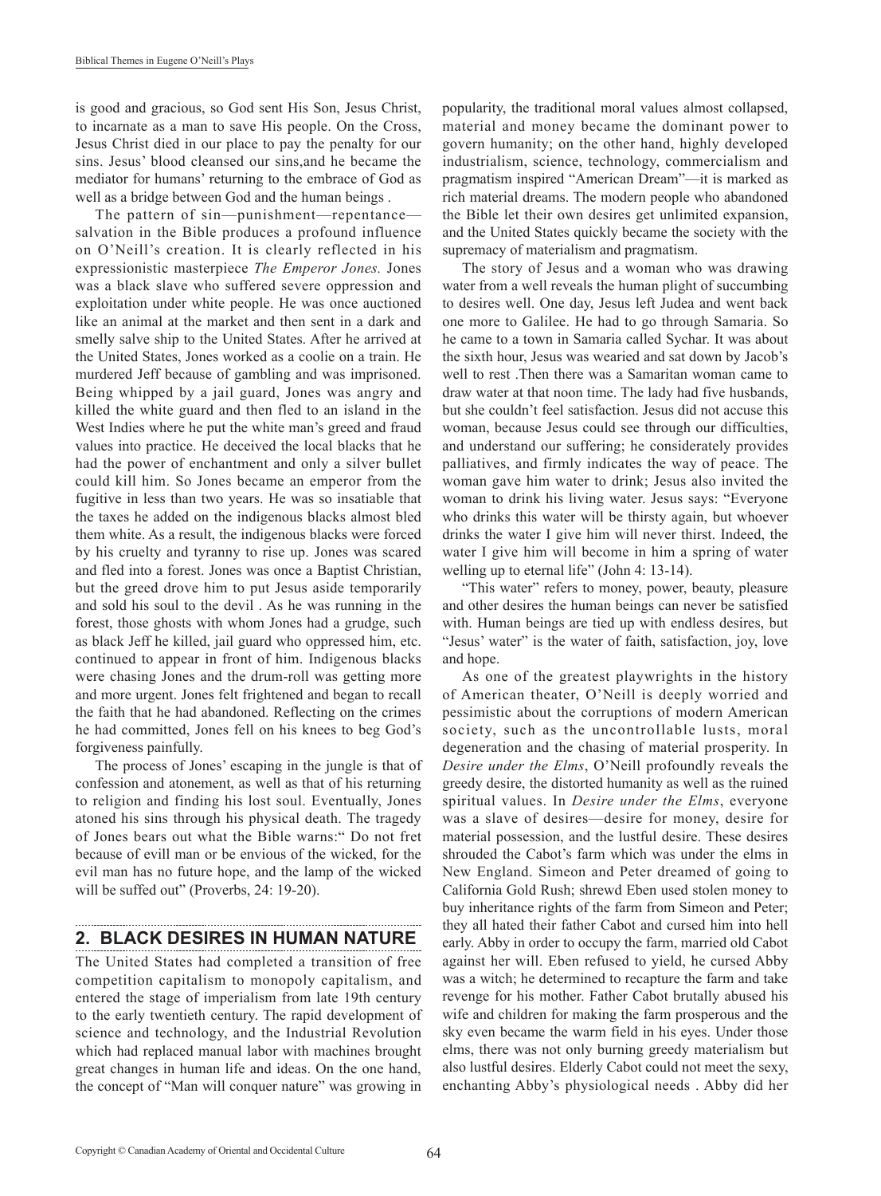is good and gracious, so God sent His Son, Jesus Christ, to incarnate as a man to save His people. On the Cross, Jesus Christ died in our place to pay the penalty for our sins. Jesus' blood cleansed our sins,and he became the mediator for humans' returning to the embrace of God as well as a bridge between God and the human beings .

The pattern of sin—punishment—repentance—salvation in the Bible produces a profound influence on O'Neill's creation. It is clearly reflected in his expressionistic masterpiece *The Emperor Jones.* Jones was a black slave who suffered severe oppression and exploitation under white people. He was once auctioned like an animal at the market and then sent in a dark and smelly salve ship to the United States. After he arrived at the United States, Jones worked as a coolie on a train. He murdered Jeff because of gambling and was imprisoned. Being whipped by a jail guard, Jones was angry and killed the white guard and then fled to an island in the West Indies where he put the white man's greed and fraud values into practice. He deceived the local blacks that he had the power of enchantment and only a silver bullet could kill him. So Jones became an emperor from the fugitive in less than two years. He was so insatiable that the taxes he added on the indigenous blacks almost bled them white. As a result, the indigenous blacks were forced by his cruelty and tyranny to rise up. Jones was scared and fled into a forest. Jones was once a Baptist Christian, but the greed drove him to put Jesus aside temporarily and sold his soul to the devil . As he was running in the forest, those ghosts with whom Jones had a grudge, such as black Jeff he killed, jail guard who oppressed him, etc. continued to appear in front of him. Indigenous blacks were chasing Jones and the drum-roll was getting more and more urgent. Jones felt frightened and began to recall the faith that he had abandoned. Reflecting on the crimes he had committed, Jones fell on his knees to beg God's forgiveness painfully.

The process of Jones' escaping in the jungle is that of confession and atonement, as well as that of his returning to religion and finding his lost soul. Eventually, Jones atoned his sins through his physical death. The tragedy of Jones bears out what the Bible warns:" Do not fret because of evill man or be envious of the wicked, for the evil man has no future hope, and the lamp of the wicked will be suffed out" (Proverbs, 24: 19-20).

## 2. BLACK DESIRES IN HUMAN NATURE

The United States had completed a transition of free competition capitalism to monopoly capitalism, and entered the stage of imperialism from late 19th century to the early twentieth century. The rapid development of science and technology, and the Industrial Revolution which had replaced manual labor with machines brought great changes in human life and ideas. On the one hand, the concept of "Man will conquer nature" was growing in popularity, the traditional moral values almost collapsed, material and money became the dominant power to govern humanity; on the other hand, highly developed industrialism, science, technology, commercialism and pragmatism inspired "American Dream"—it is marked as rich material dreams. The modern people who abandoned the Bible let their own desires get unlimited expansion, and the United States quickly became the society with the supremacy of materialism and pragmatism.

The story of Jesus and a woman who was drawing water from a well reveals the human plight of succumbing to desires well. One day, Jesus left Judea and went back one more to Galilee. He had to go through Samaria. So he came to a town in Samaria called Sychar. It was about the sixth hour, Jesus was wearied and sat down by Jacob's well to rest .Then there was a Samaritan woman came to draw water at that noon time. The lady had five husbands, but she couldn't feel satisfaction. Jesus did not accuse this woman, because Jesus could see through our difficulties, and understand our suffering; he considerately provides palliatives, and firmly indicates the way of peace. The woman gave him water to drink; Jesus also invited the woman to drink his living water. Jesus says: "Everyone who drinks this water will be thirsty again, but whoever drinks the water I give him will never thirst. Indeed, the water I give him will become in him a spring of water welling up to eternal life" (John 4: 13-14).

"This water" refers to money, power, beauty, pleasure and other desires the human beings can never be satisfied with. Human beings are tied up with endless desires, but "Jesus' water" is the water of faith, satisfaction, joy, love and hope.

As one of the greatest playwrights in the history of American theater, O'Neill is deeply worried and pessimistic about the corruptions of modern American society, such as the uncontrollable lusts, moral degeneration and the chasing of material prosperity. In *Desire under the Elms*, O'Neill profoundly reveals the greedy desire, the distorted humanity as well as the ruined spiritual values. In *Desire under the Elms*, everyone was a slave of desires—desire for money, desire for material possession, and the lustful desire. These desires shrouded the Cabot's farm which was under the elms in New England. Simeon and Peter dreamed of going to California Gold Rush; shrewd Eben used stolen money to buy inheritance rights of the farm from Simeon and Peter; they all hated their father Cabot and cursed him into hell early. Abby in order to occupy the farm, married old Cabot against her will. Eben refused to yield, he cursed Abby was a witch; he determined to recapture the farm and take revenge for his mother. Father Cabot brutally abused his wife and children for making the farm prosperous and the sky even became the warm field in his eyes. Under those elms, there was not only burning greedy materialism but also lustful desires. Elderly Cabot could not meet the sexy, enchanting Abby's physiological needs . Abby did her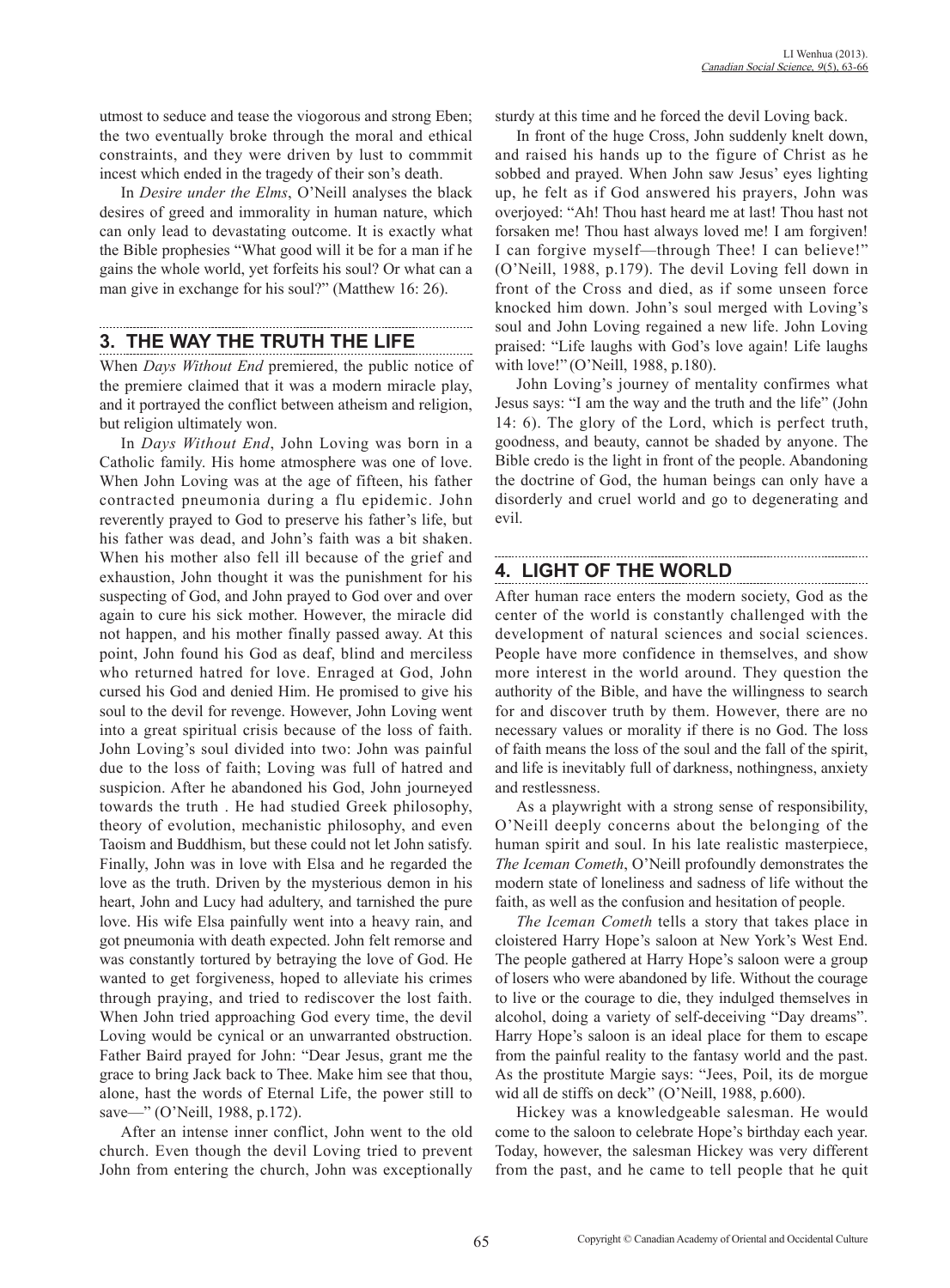utmost to seduce and tease the viogorous and strong Eben; the two eventually broke through the moral and ethical constraints, and they were driven by lust to commmit incest which ended in the tragedy of their son's death.

In *Desire under the Elms*, O'Neill analyses the black desires of greed and immorality in human nature, which can only lead to devastating outcome. It is exactly what the Bible prophesies "What good will it be for a man if he gains the whole world, yet forfeits his soul? Or what can a man give in exchange for his soul?" (Matthew 16: 26).

## 3. THE WAY THE TRUTH THE LIFE

When *Days Without End* premiered, the public notice of the premiere claimed that it was a modern miracle play, and it portrayed the conflict between atheism and religion, but religion ultimately won.

In *Days Without End*, John Loving was born in a Catholic family. His home atmosphere was one of love. When John Loving was at the age of fifteen, his father contracted pneumonia during a flu epidemic. John reverently prayed to God to preserve his father's life, but his father was dead, and John's faith was a bit shaken. When his mother also fell ill because of the grief and exhaustion, John thought it was the punishment for his suspecting of God, and John prayed to God over and over again to cure his sick mother. However, the miracle did not happen, and his mother finally passed away. At this point, John found his God as deaf, blind and merciless who returned hatred for love. Enraged at God, John cursed his God and denied Him. He promised to give his soul to the devil for revenge. However, John Loving went into a great spiritual crisis because of the loss of faith. John Loving's soul divided into two: John was painful due to the loss of faith; Loving was full of hatred and suspicion. After he abandoned his God, John journeyed towards the truth . He had studied Greek philosophy, theory of evolution, mechanistic philosophy, and even Taoism and Buddhism, but these could not let John satisfy. Finally, John was in love with Elsa and he regarded the love as the truth. Driven by the mysterious demon in his heart, John and Lucy had adultery, and tarnished the pure love. His wife Elsa painfully went into a heavy rain, and got pneumonia with death expected. John felt remorse and was constantly tortured by betraying the love of God. He wanted to get forgiveness, hoped to alleviate his crimes through praying, and tried to rediscover the lost faith. When John tried approaching God every time, the devil Loving would be cynical or an unwarranted obstruction. Father Baird prayed for John: "Dear Jesus, grant me the grace to bring Jack back to Thee. Make him see that thou, alone, hast the words of Eternal Life, the power still to save—" (O'Neill, 1988, p.172).

After an intense inner conflict, John went to the old church. Even though the devil Loving tried to prevent John from entering the church, John was exceptionally sturdy at this time and he forced the devil Loving back.

In front of the huge Cross, John suddenly knelt down, and raised his hands up to the figure of Christ as he sobbed and prayed. When John saw Jesus' eyes lighting up, he felt as if God answered his prayers, John was overjoyed: "Ah! Thou hast heard me at last! Thou hast not forsaken me! Thou hast always loved me! I am forgiven! I can forgive myself—through Thee! I can believe!" (O'Neill, 1988, p.179). The devil Loving fell down in front of the Cross and died, as if some unseen force knocked him down. John's soul merged with Loving's soul and John Loving regained a new life. John Loving praised: "Life laughs with God's love again! Life laughs with love!" (O'Neill, 1988, p.180).

John Loving's journey of mentality confirmes what Jesus says: "I am the way and the truth and the life" (John 14: 6). The glory of the Lord, which is perfect truth, goodness, and beauty, cannot be shaded by anyone. The Bible credo is the light in front of the people. Abandoning the doctrine of God, the human beings can only have a disorderly and cruel world and go to degenerating and evil.

## 4. LIGHT OF THE WORLD

After human race enters the modern society, God as the center of the world is constantly challenged with the development of natural sciences and social sciences. People have more confidence in themselves, and show more interest in the world around. They question the authority of the Bible, and have the willingness to search for and discover truth by them. However, there are no necessary values or morality if there is no God. The loss of faith means the loss of the soul and the fall of the spirit, and life is inevitably full of darkness, nothingness, anxiety and restlessness.

As a playwright with a strong sense of responsibility, O'Neill deeply concerns about the belonging of the human spirit and soul. In his late realistic masterpiece, *The Iceman Cometh*, O'Neill profoundly demonstrates the modern state of loneliness and sadness of life without the faith, as well as the confusion and hesitation of people.

*The Iceman Cometh* tells a story that takes place in cloistered Harry Hope's saloon at New York's West End. The people gathered at Harry Hope's saloon were a group of losers who were abandoned by life. Without the courage to live or the courage to die, they indulged themselves in alcohol, doing a variety of self-deceiving "Day dreams". Harry Hope's saloon is an ideal place for them to escape from the painful reality to the fantasy world and the past. As the prostitute Margie says: "Jees, Poil, its de morgue wid all de stiffs on deck" (O'Neill, 1988, p.600).

Hickey was a knowledgeable salesman. He would come to the saloon to celebrate Hope's birthday each year. Today, however, the salesman Hickey was very different from the past, and he came to tell people that he quit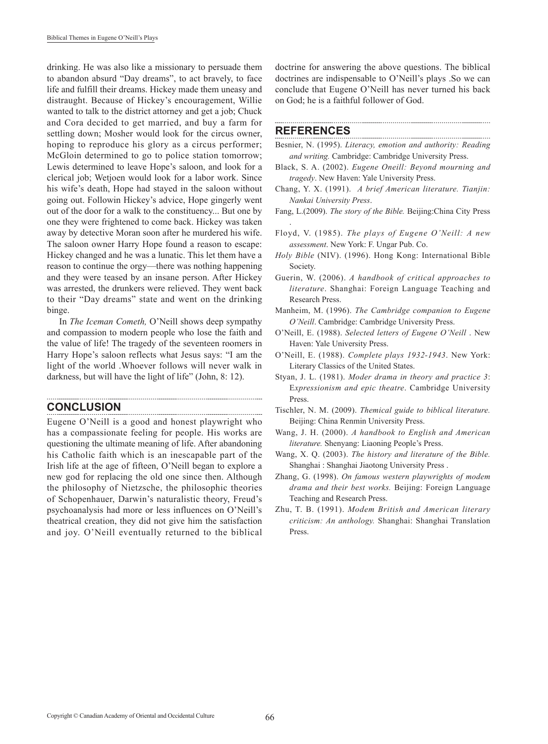drinking. He was also like a missionary to persuade them to abandon absurd "Day dreams", to act bravely, to face life and fulfill their dreams. Hickey made them uneasy and distraught. Because of Hickey's encouragement, Willie wanted to talk to the district attorney and get a job; Chuck and Cora decided to get married, and buy a farm for settling down; Mosher would look for the circus owner, hoping to reproduce his glory as a circus performer; McGloin determined to go to police station tomorrow; Lewis determined to leave Hope's saloon, and look for a clerical job; Wetjoen would look for a labor work. Since his wife's death, Hope had stayed in the saloon without going out. Followin Hickey's advice, Hope gingerly went out of the door for a walk to the constituency... But one by one they were frightened to come back. Hickey was taken away by detective Moran soon after he murdered his wife. The saloon owner Harry Hope found a reason to escape: Hickey changed and he was a lunatic. This let them have a reason to continue the orgy—there was nothing happening and they were teased by an insane person. After Hickey was arrested, the drunkers were relieved. They went back to their "Day dreams" state and went on the drinking binge.

In *The Iceman Cometh,* O'Neill shows deep sympathy and compassion to modern people who lose the faith and the value of life! The tragedy of the seventeen roomers in Harry Hope's saloon reflects what Jesus says: "I am the light of the world .Whoever follows will never walk in darkness, but will have the light of life" (John, 8: 12).

## CONCLUSION

Eugene O'Neill is a good and honest playwright who has a compassionate feeling for people. His works are questioning the ultimate meaning of life. After abandoning his Catholic faith which is an inescapable part of the Irish life at the age of fifteen, O'Neill began to explore a new god for replacing the old one since then. Although the philosophy of Nietzsche, the philosophic theories of Schopenhauer, Darwin's naturalistic theory, Freud's psychoanalysis had more or less influences on O'Neill's theatrical creation, they did not give him the satisfaction and joy. O'Neill eventually returned to the biblical doctrine for answering the above questions. The biblical doctrines are indispensable to O'Neill's plays .So we can conclude that Eugene O'Neill has never turned his back on God; he is a faithful follower of God.

## REFERENCES

Besnier, N. (1995). *Literacy, emotion and authority: Reading and writing.* Cambridge: Cambridge University Press.

Black, S. A. (2002). *Eugene Oneill: Beyond mourning and tragedy*. New Haven: Yale University Press.

Chang, Y. X. (1991). *A brief American literature. Tianjin: Nankai University Press*.

Fang, L.(2009). *The story of the Bible.* Beijing:China City Press .

Floyd, V. (1985). *The plays of Eugene O'Neill: A new assessment*. New York: F. Ungar Pub. Co.

*Holy Bible* (NIV). (1996). Hong Kong: International Bible Society.

Guerin, W. (2006). *A handbook of critical approaches to literature*. Shanghai: Foreign Language Teaching and Research Press.

Manheim, M. (1996). *The Cambridge companion to Eugene O'Neill*. Cambridge: Cambridge University Press.

O'Neill, E. (1988). *Selected letters of Eugene O'Neill* . New Haven: Yale University Press.

O'Neill, E. (1988). *Complete plays 1932-1943*. New York: Literary Classics of the United States.

Styan, J. L. (1981). *Moder drama in theory and practice 3*: E*xpressionism and epic theatre*. Cambridge University Press.

Tischler, N. M. (2009). *Themical guide to biblical literature.* Beijing: China Renmin University Press.

Wang, J. H. (2000). *A handbook to English and American literature.* Shenyang: Liaoning People's Press.

Wang, X. Q. (2003). *The history and literature of the Bible.* Shanghai : Shanghai Jiaotong University Press .

Zhang, G. (1998). *On famous western playwrights of modem drama and their best works.* Beijing: Foreign Language Teaching and Research Press.

Zhu, T. B. (1991). *Modem British and American literary criticism: An anthology.* Shanghai: Shanghai Translation Press.